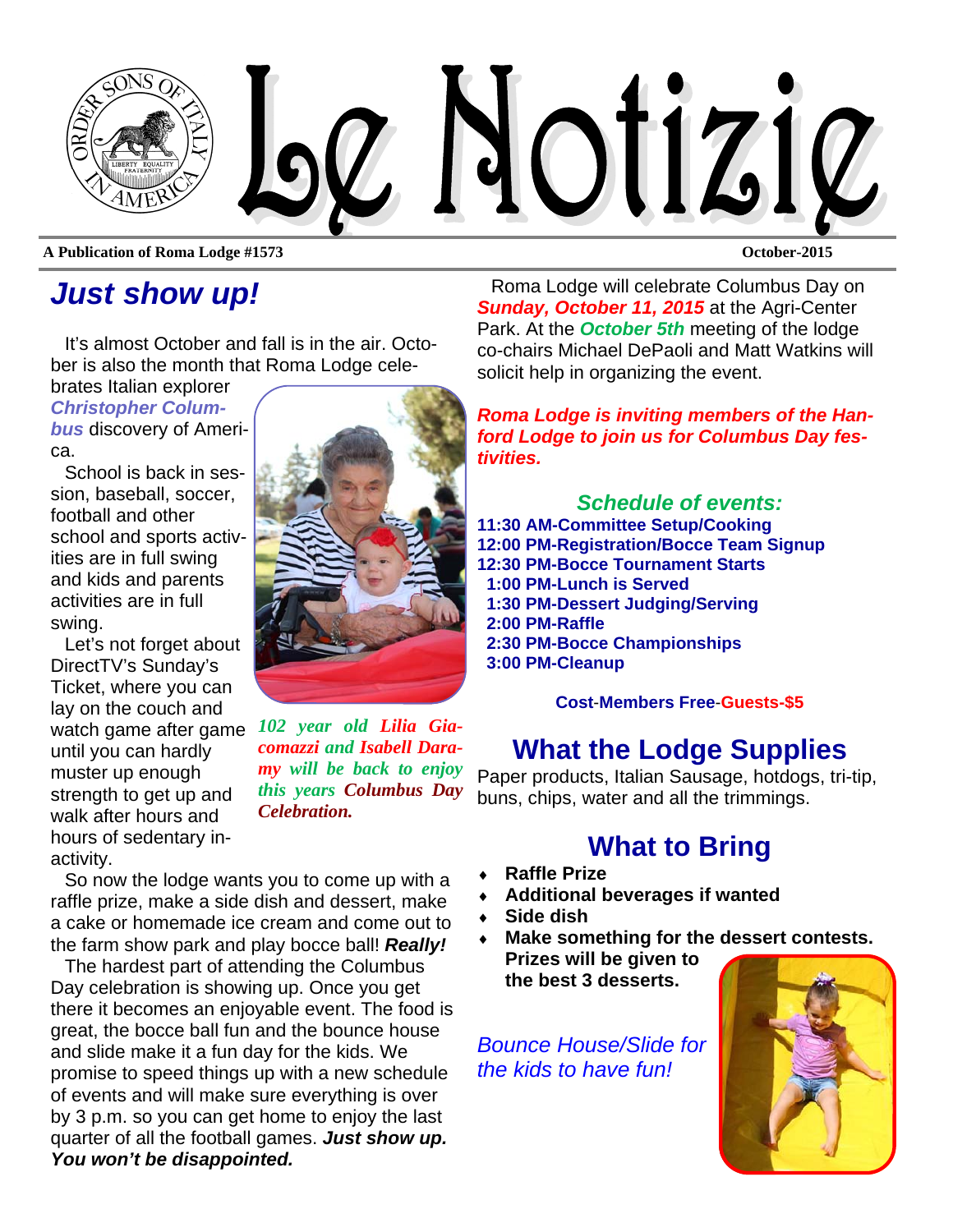# Le Notizie

**A Publication of Roma Lodge #1573** — **October-2015**

## *Just show up!*

It's almost October and fall is in the air. October is also the month that Roma Lodge celebrates Italian explorer ***Christopher Columbus*** discovery of America.

School is back in session, baseball, soccer, football and other school and sports activities are in full swing and kids and parents activities are in full swing.

Let's not forget about DirectTV's Sunday's Ticket, where you can lay on the couch and watch game after game until you can hardly muster up enough strength to get up and walk after hours and hours of sedentary inactivity.

*102 year old Lilia Giacomazzi and Isabell Daramy will be back to enjoy this years Columbus Day Celebration.*

So now the lodge wants you to come up with a raffle prize, make a side dish and dessert, make a cake or homemade ice cream and come out to the farm show park and play bocce ball! ***Really!***

The hardest part of attending the Columbus Day celebration is showing up. Once you get there it becomes an enjoyable event. The food is great, the bocce ball fun and the bounce house and slide make it a fun day for the kids. We promise to speed things up with a new schedule of events and will make sure everything is over by 3 p.m. so you can get home to enjoy the last quarter of all the football games. ***Just show up. You won't be disappointed.***

Roma Lodge will celebrate Columbus Day on ***Sunday, October 11, 2015*** at the Agri-Center Park. At the ***October 5th*** meeting of the lodge co-chairs Michael DePaoli and Matt Watkins will solicit help in organizing the event.

***Roma Lodge is inviting members of the Hanford Lodge to join us for Columbus Day festivities.***

### *Schedule of events:*

**11:30 AM-Committee Setup/Cooking**
**12:00 PM-Registration/Bocce Team Signup**
**12:30 PM-Bocce Tournament Starts**
**1:00 PM-Lunch is Served**
**1:30 PM-Dessert Judging/Serving**
**2:00 PM-Raffle**
**2:30 PM-Bocce Championships**
**3:00 PM-Cleanup**

**Cost-Members Free-Guests-$5**

## What the Lodge Supplies

Paper products, Italian Sausage, hotdogs, tri-tip, buns, chips, water and all the trimmings.

## What to Bring

- **Raffle Prize**
- **Additional beverages if wanted**
- **Side dish**
- **Make something for the dessert contests. Prizes will be given to the best 3 desserts.**

*Bounce House/Slide for the kids to have fun!*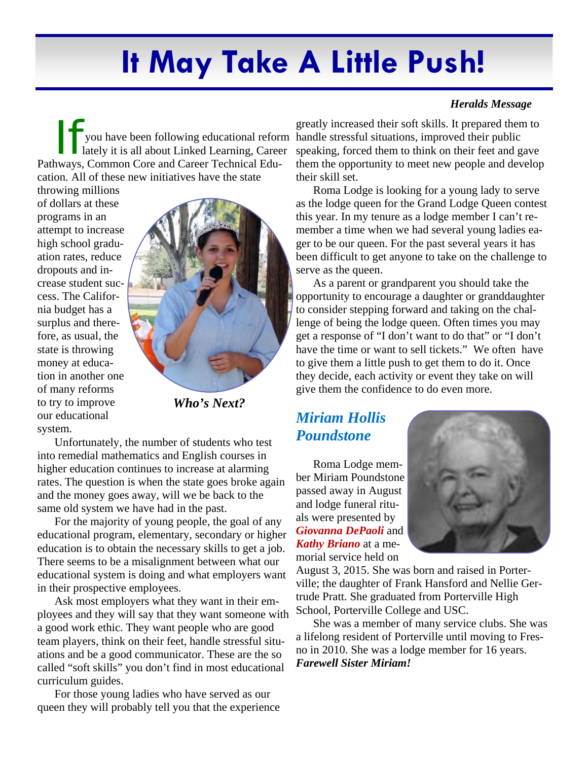# It May Take A Little Push!

***Heralds Message***

If you have been following educational reform lately it is all about Linked Learning, Career Pathways, Common Core and Career Technical Education. All of these new initiatives have the state throwing millions of dollars at these programs in an attempt to increase high school graduation rates, reduce dropouts and increase student success. The California budget has a surplus and therefore, as usual, the state is throwing money at education in another one of many reforms to try to improve our educational system.

***Who's Next?***

Unfortunately, the number of students who test into remedial mathematics and English courses in higher education continues to increase at alarming rates. The question is when the state goes broke again and the money goes away, will we be back to the same old system we have had in the past.

For the majority of young people, the goal of any educational program, elementary, secondary or higher education is to obtain the necessary skills to get a job. There seems to be a misalignment between what our educational system is doing and what employers want in their prospective employees.

Ask most employers what they want in their employees and they will say that they want someone with a good work ethic. They want people who are good team players, think on their feet, handle stressful situations and be a good communicator. These are the so called "soft skills" you don't find in most educational curriculum guides.

For those young ladies who have served as our queen they will probably tell you that the experience greatly increased their soft skills. It prepared them to handle stressful situations, improved their public speaking, forced them to think on their feet and gave them the opportunity to meet new people and develop their skill set.

Roma Lodge is looking for a young lady to serve as the lodge queen for the Grand Lodge Queen contest this year. In my tenure as a lodge member I can't remember a time when we had several young ladies eager to be our queen. For the past several years it has been difficult to get anyone to take on the challenge to serve as the queen.

As a parent or grandparent you should take the opportunity to encourage a daughter or granddaughter to consider stepping forward and taking on the challenge of being the lodge queen. Often times you may get a response of "I don't want to do that" or "I don't have the time or want to sell tickets." We often have to give them a little push to get them to do it. Once they decide, each activity or event they take on will give them the confidence to do even more.

## *Miriam Hollis Poundstone*

Roma Lodge member Miriam Poundstone passed away in August and lodge funeral rituals were presented by ***Giovanna DePaoli*** and ***Kathy Briano*** at a memorial service held on August 3, 2015. She was born and raised in Porterville; the daughter of Frank Hansford and Nellie Gertrude Pratt. She graduated from Porterville High School, Porterville College and USC.

She was a member of many service clubs. She was a lifelong resident of Porterville until moving to Fresno in 2010. She was a lodge member for 16 years. ***Farewell Sister Miriam!***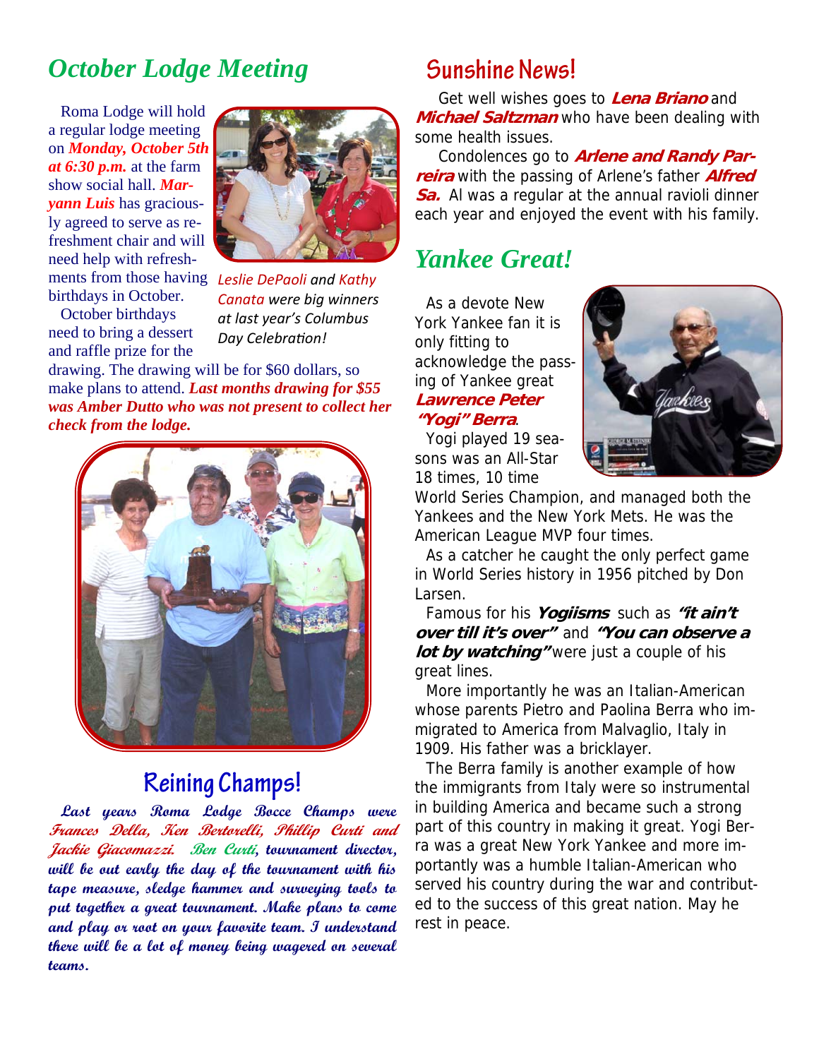## *October Lodge Meeting*

Roma Lodge will hold a regular lodge meeting on ***Monday, October 5th at 6:30 p.m.*** at the farm show social hall. ***Maryann Luis*** has graciously agreed to serve as refreshment chair and will need help with refreshments from those having birthdays in October.

October birthdays need to bring a dessert and raffle prize for the drawing. The drawing will be for $60 dollars, so make plans to attend. ***Last months drawing for $55 was Amber Dutto who was not present to collect her check from the lodge.***

*Leslie DePaoli and Kathy Canata were big winners at last year's Columbus Day Celebration!*

## Reining Champs!

***Last years Roma Lodge Bocce Champs were Frances Della, Ken Bertorelli, Phillip Curti and Jackie Giacomazzi. Ben Curti, tournament director, will be out early the day of the tournament with his tape measure, sledge hammer and surveying tools to put together a great tournament. Make plans to come and play or root on your favorite team. I understand there will be a lot of money being wagered on several teams.***

## Sunshine News!

Get well wishes goes to ***Lena Briano*** and ***Michael Saltzman*** who have been dealing with some health issues.

Condolences go to ***Arlene and Randy Parreira*** with the passing of Arlene's father ***Alfred Sa.*** Al was a regular at the annual ravioli dinner each year and enjoyed the event with his family.

## *Yankee Great!*

As a devote New York Yankee fan it is only fitting to acknowledge the passing of Yankee great ***Lawrence Peter "Yogi" Berra***.

Yogi played 19 seasons was an All-Star 18 times, 10 time World Series Champion, and managed both the Yankees and the New York Mets. He was the American League MVP four times.

As a catcher he caught the only perfect game in World Series history in 1956 pitched by Don Larsen.

Famous for his ***Yogiisms*** such as ***"it ain't over till it's over"*** and ***"You can observe a lot by watching"*** were just a couple of his great lines.

More importantly he was an Italian-American whose parents Pietro and Paolina Berra who immigrated to America from Malvaglio, Italy in 1909. His father was a bricklayer.

The Berra family is another example of how the immigrants from Italy were so instrumental in building America and became such a strong part of this country in making it great. Yogi Berra was a great New York Yankee and more importantly was a humble Italian-American who served his country during the war and contributed to the success of this great nation. May he rest in peace.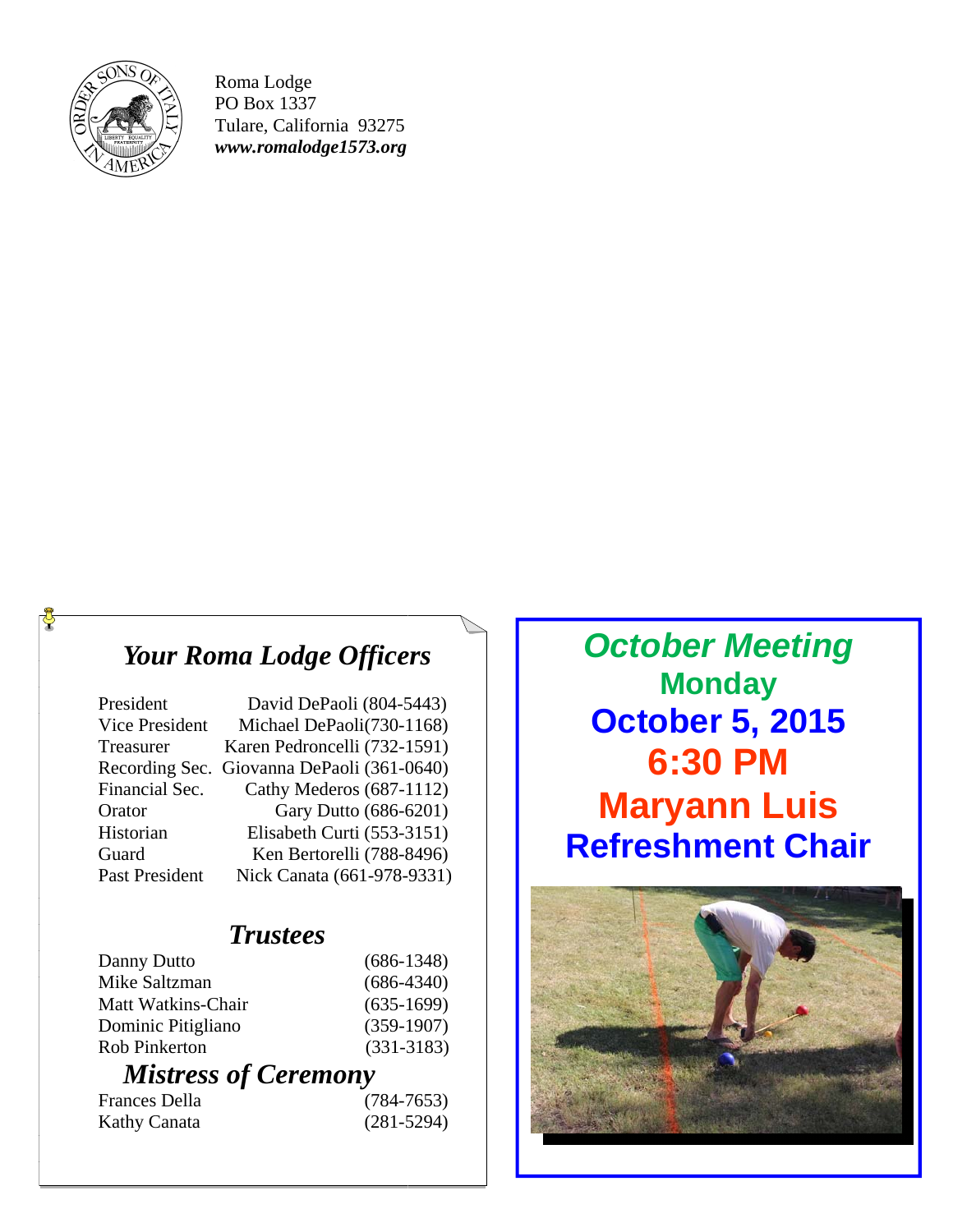Roma Lodge
PO Box 1337
Tulare, California 93275
***www.romalodge1573.org***

## *Your Roma Lodge Officers*

| | |
|---|---|
| President | David DePaoli (804-5443) |
| Vice President | Michael DePaoli(730-1168) |
| Treasurer | Karen Pedroncelli (732-1591) |
| Recording Sec. | Giovanna DePaoli (361-0640) |
| Financial Sec. | Cathy Mederos (687-1112) |
| Orator | Gary Dutto (686-6201) |
| Historian | Elisabeth Curti (553-3151) |
| Guard | Ken Bertorelli (788-8496) |
| Past President | Nick Canata (661-978-9331) |

## *Trustees*

| | |
|---|---|
| Danny Dutto | (686-1348) |
| Mike Saltzman | (686-4340) |
| Matt Watkins-Chair | (635-1699) |
| Dominic Pitigliano | (359-1907) |
| Rob Pinkerton | (331-3183) |

## *Mistress of Ceremony*

| | |
|---|---|
| Frances Della | (784-7653) |
| Kathy Canata | (281-5294) |

## *October Meeting*

**Monday**

**October 5, 2015**

**6:30 PM**

**Maryann Luis**

**Refreshment Chair**